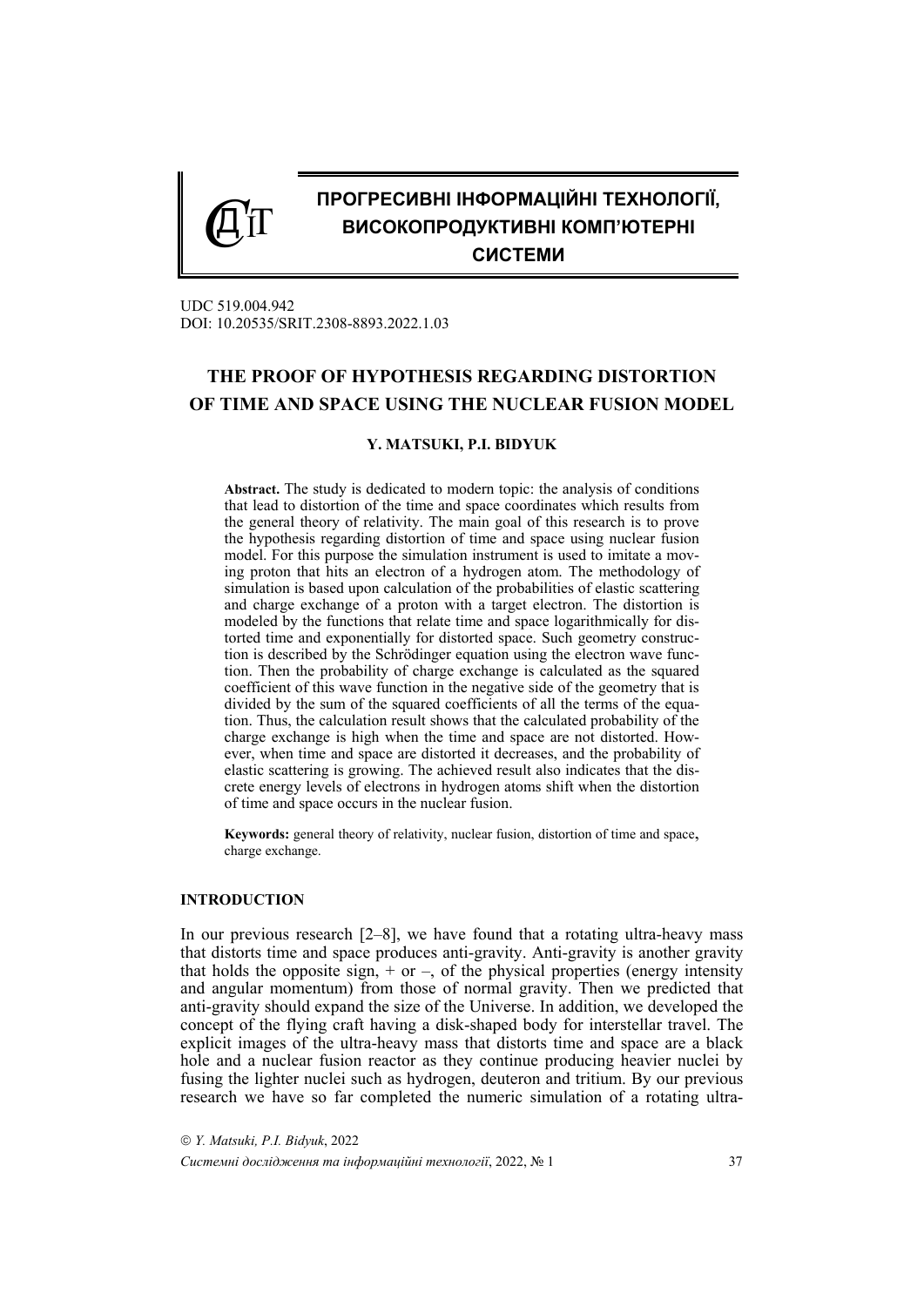## ПРОГРЕСИВНІ ІНФОРМАЦІЙНІ ТЕХНОЛОГІЇ, ВИСОКОПРОДУКТИВНІ КОМП'ЮТЕРНІ СИСТЕМИ

UDC 519.004.942
DOI: 10.20535/SRIT.2308-8893.2022.1.03

# THE PROOF OF HYPOTHESIS REGARDING DISTORTION OF TIME AND SPACE USING THE NUCLEAR FUSION MODEL

**Y. MATSUKI, P.I. BIDYUK**

**Abstract.** The study is dedicated to modern topic: the analysis of conditions that lead to distortion of the time and space coordinates which results from the general theory of relativity. The main goal of this research is to prove the hypothesis regarding distortion of time and space using nuclear fusion model. For this purpose the simulation instrument is used to imitate a moving proton that hits an electron of a hydrogen atom. The methodology of simulation is based upon calculation of the probabilities of elastic scattering and charge exchange of a proton with a target electron. The distortion is modeled by the functions that relate time and space logarithmically for distorted time and exponentially for distorted space. Such geometry construction is described by the Schrödinger equation using the electron wave function. Then the probability of charge exchange is calculated as the squared coefficient of this wave function in the negative side of the geometry that is divided by the sum of the squared coefficients of all the terms of the equation. Thus, the calculation result shows that the calculated probability of the charge exchange is high when the time and space are not distorted. However, when time and space are distorted it decreases, and the probability of elastic scattering is growing. The achieved result also indicates that the discrete energy levels of electrons in hydrogen atoms shift when the distortion of time and space occurs in the nuclear fusion.

**Keywords:** general theory of relativity, nuclear fusion, distortion of time and space**,** charge exchange.

### INTRODUCTION

In our previous research [2–8], we have found that a rotating ultra-heavy mass that distorts time and space produces anti-gravity. Anti-gravity is another gravity that holds the opposite sign, + or –, of the physical properties (energy intensity and angular momentum) from those of normal gravity. Then we predicted that anti-gravity should expand the size of the Universe. In addition, we developed the concept of the flying craft having a disk-shaped body for interstellar travel. The explicit images of the ultra-heavy mass that distorts time and space are a black hole and a nuclear fusion reactor as they continue producing heavier nuclei by fusing the lighter nuclei such as hydrogen, deuteron and tritium. By our previous research we have so far completed the numeric simulation of a rotating ultra-

© *Y. Matsuki, P.I. Bidyuk*, 2022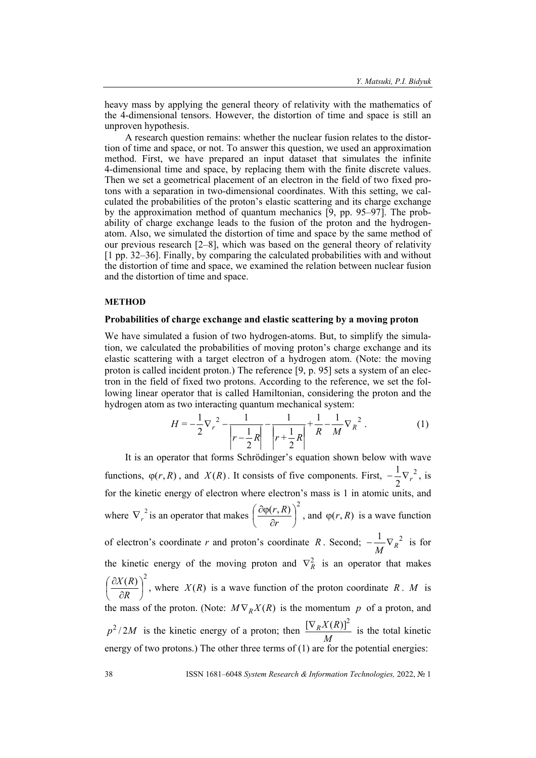heavy mass by applying the general theory of relativity with the mathematics of the 4-dimensional tensors. However, the distortion of time and space is still an unproven hypothesis.

A research question remains: whether the nuclear fusion relates to the distortion of time and space, or not. To answer this question, we used an approximation method. First, we have prepared an input dataset that simulates the infinite 4-dimensional time and space, by replacing them with the finite discrete values. Then we set a geometrical placement of an electron in the field of two fixed protons with a separation in two-dimensional coordinates. With this setting, we calculated the probabilities of the proton's elastic scattering and its charge exchange by the approximation method of quantum mechanics [9, pp. 95–97]. The probability of charge exchange leads to the fusion of the proton and the hydrogen-atom. Also, we simulated the distortion of time and space by the same method of our previous research [2–8], which was based on the general theory of relativity [1 pp. 32–36]. Finally, by comparing the calculated probabilities with and without the distortion of time and space, we examined the relation between nuclear fusion and the distortion of time and space.

## METHOD

### Probabilities of charge exchange and elastic scattering by a moving proton

We have simulated a fusion of two hydrogen-atoms. But, to simplify the simulation, we calculated the probabilities of moving proton's charge exchange and its elastic scattering with a target electron of a hydrogen atom. (Note: the moving proton is called incident proton.) The reference [9, p. 95] sets a system of an electron in the field of fixed two protons. According to the reference, we set the following linear operator that is called Hamiltonian, considering the proton and the hydrogen atom as two interacting quantum mechanical system:

$$H = -\frac{1}{2}\nabla_r^{\,2} - \frac{1}{\left|r - \frac{1}{2}R\right|} - \frac{1}{\left|r + \frac{1}{2}R\right|} + \frac{1}{R} - \frac{1}{M}\nabla_R^{\,2}\,. \tag{1}$$

It is an operator that forms Schrödinger's equation shown below with wave functions, $\varphi(r, R)$, and $X(R)$. It consists of five components. First, $-\frac{1}{2}\nabla_r^{\,2}$, is for the kinetic energy of electron where electron's mass is 1 in atomic units, and where $\nabla_r^{\,2}$ is an operator that makes $\left(\frac{\partial\varphi(r,R)}{\partial r}\right)^2$, and $\varphi(r, R)$ is a wave function of electron's coordinate $r$ and proton's coordinate $R$. Second; $-\frac{1}{M}\nabla_R^{\,2}$ is for the kinetic energy of the moving proton and $\nabla_R^2$ is an operator that makes $\left(\frac{\partial X(R)}{\partial R}\right)^2$, where $X(R)$ is a wave function of the proton coordinate $R$. $M$ is the mass of the proton. (Note: $M\nabla_R X(R)$ is the momentum $p$ of a proton, and $p^2/2M$ is the kinetic energy of a proton; then $\frac{[\nabla_R X(R)]^2}{M}$ is the total kinetic energy of two protons.) The other three terms of (1) are for the potential energies: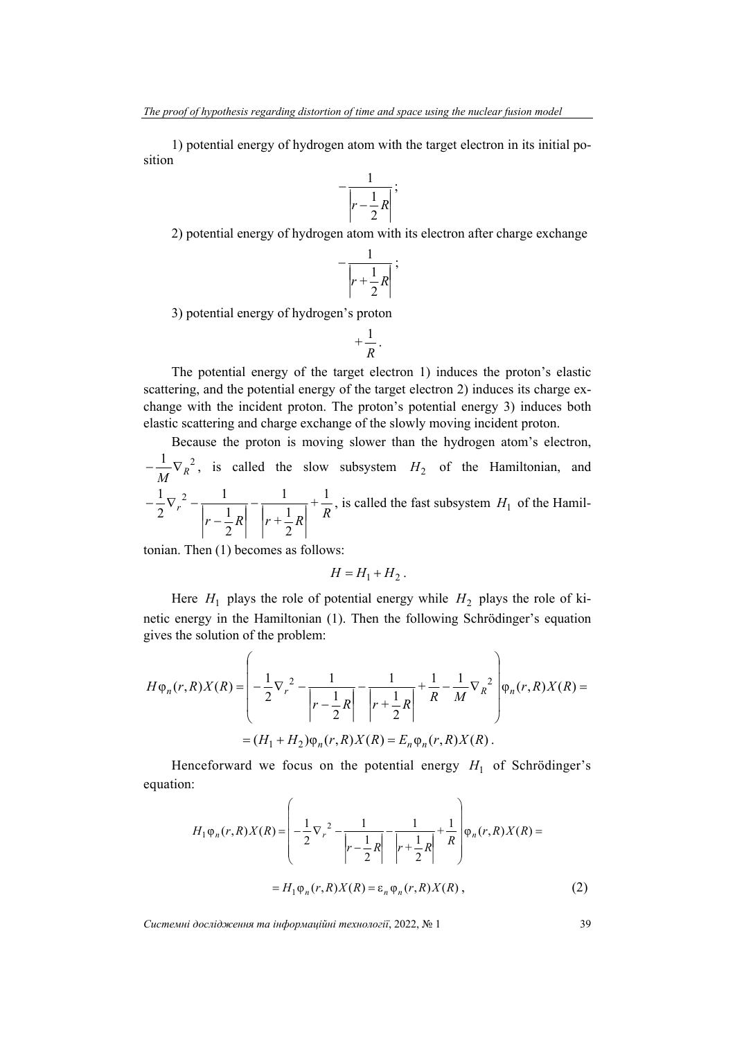1) potential energy of hydrogen atom with the target electron in its initial position

$$-\frac{1}{\left|r-\frac{1}{2}R\right|};$$

2) potential energy of hydrogen atom with its electron after charge exchange

$$-\frac{1}{\left|r+\frac{1}{2}R\right|};$$

3) potential energy of hydrogen's proton

$$+\frac{1}{R}.$$

The potential energy of the target electron 1) induces the proton's elastic scattering, and the potential energy of the target electron 2) induces its charge exchange with the incident proton. The proton's potential energy 3) induces both elastic scattering and charge exchange of the slowly moving incident proton.

Because the proton is moving slower than the hydrogen atom's electron, $-\frac{1}{M}\nabla_R^{\,2}$, is called the slow subsystem $H_2$ of the Hamiltonian, and $-\frac{1}{2}\nabla_r^{\,2}-\frac{1}{\left|r-\frac{1}{2}R\right|}-\frac{1}{\left|r+\frac{1}{2}R\right|}+\frac{1}{R}$, is called the fast subsystem $H_1$ of the Hamiltonian. Then (1) becomes as follows:

$$H = H_1 + H_2 .$$

Here $H_1$ plays the role of potential energy while $H_2$ plays the role of kinetic energy in the Hamiltonian (1). Then the following Schrödinger's equation gives the solution of the problem:

$$H\varphi_n(r,R)X(R)=\left(-\frac{1}{2}\nabla_r^{\,2}-\frac{1}{\left|r-\frac{1}{2}R\right|}-\frac{1}{\left|r+\frac{1}{2}R\right|}+\frac{1}{R}-\frac{1}{M}\nabla_R^{\,2}\right)\varphi_n(r,R)X(R)=$$

$$=(H_1+H_2)\varphi_n(r,R)X(R)=E_n\varphi_n(r,R)X(R).$$

Henceforward we focus on the potential energy $H_1$ of Schrödinger's equation:

$$H_1\varphi_n(r,R)X(R)=\left(-\frac{1}{2}\nabla_r^{\,2}-\frac{1}{\left|r-\frac{1}{2}R\right|}-\frac{1}{\left|r+\frac{1}{2}R\right|}+\frac{1}{R}\right)\varphi_n(r,R)X(R)=$$

$$=H_1\varphi_n(r,R)X(R)=\varepsilon_n\varphi_n(r,R)X(R), \tag{2}$$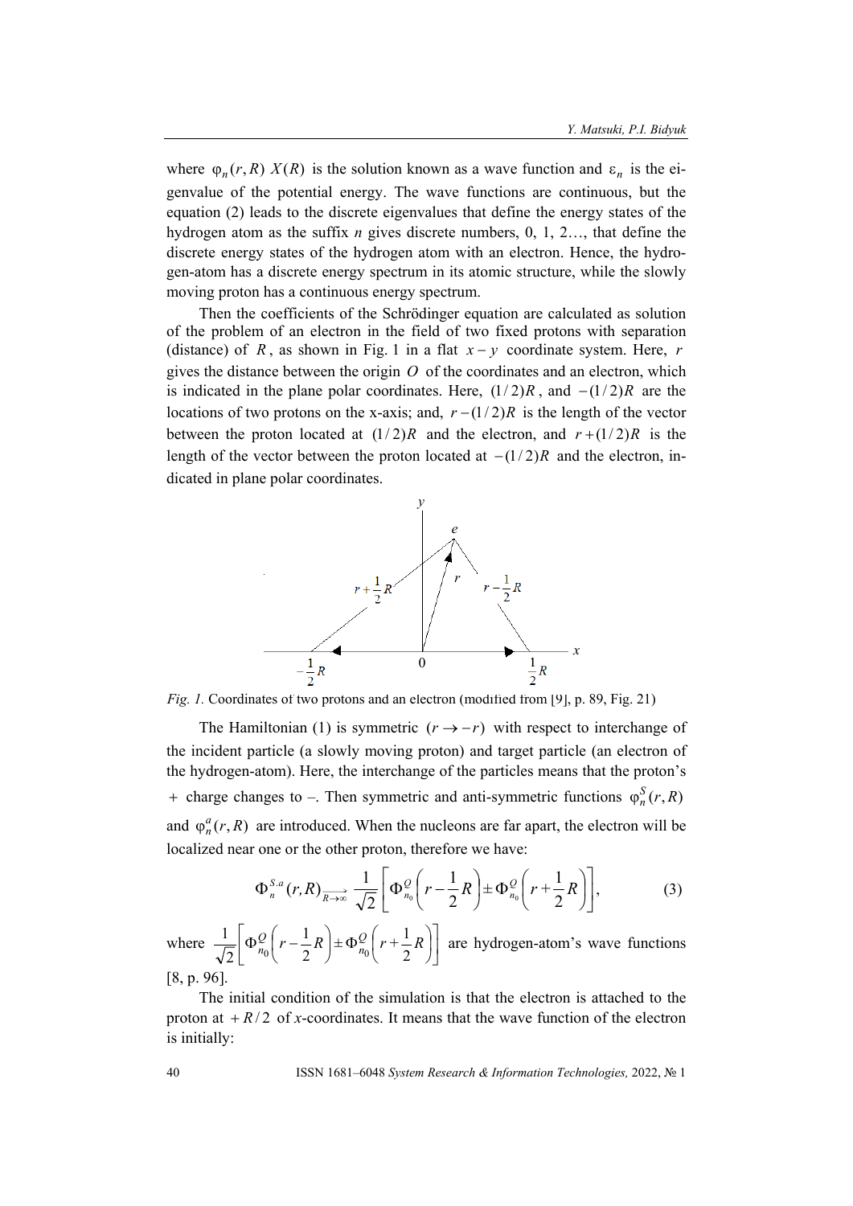where $\varphi_n(r, R)\ X(R)$ is the solution known as a wave function and $\varepsilon_n$ is the eigenvalue of the potential energy. The wave functions are continuous, but the equation (2) leads to the discrete eigenvalues that define the energy states of the hydrogen atom as the suffix $n$ gives discrete numbers, 0, 1, 2…, that define the discrete energy states of the hydrogen atom with an electron. Hence, the hydrogen-atom has a discrete energy spectrum in its atomic structure, while the slowly moving proton has a continuous energy spectrum.

Then the coefficients of the Schrödinger equation are calculated as solution of the problem of an electron in the field of two fixed protons with separation (distance) of $R$, as shown in Fig. 1 in a flat $x-y$ coordinate system. Here, $r$ gives the distance between the origin $O$ of the coordinates and an electron, which is indicated in the plane polar coordinates. Here, $(1/2)R$, and $-(1/2)R$ are the locations of two protons on the x-axis; and, $r-(1/2)R$ is the length of the vector between the proton located at $(1/2)R$ and the electron, and $r+(1/2)R$ is the length of the vector between the proton located at $-(1/2)R$ and the electron, indicated in plane polar coordinates.

*Fig. 1.* Coordinates of two protons and an electron (modified from [9], p. 89, Fig. 21)

The Hamiltonian (1) is symmetric $(r \to -r)$ with respect to interchange of the incident particle (a slowly moving proton) and target particle (an electron of the hydrogen-atom). Here, the interchange of the particles means that the proton's + charge changes to –. Then symmetric and anti-symmetric functions $\varphi_n^S(r, R)$ and $\varphi_n^a(r, R)$ are introduced. When the nucleons are far apart, the electron will be localized near one or the other proton, therefore we have:

$$\Phi_n^{S.a}(r,R) \xrightarrow[R\to\infty]{} \frac{1}{\sqrt{2}}\left[\Phi_{n_0}^{Q}\left(r-\frac{1}{2}R\right) \pm \Phi_{n_0}^{Q}\left(r+\frac{1}{2}R\right)\right], \tag{3}$$

where $\frac{1}{\sqrt{2}}\left[\Phi_{n_0}^{Q}\left(r-\frac{1}{2}R\right) \pm \Phi_{n_0}^{Q}\left(r+\frac{1}{2}R\right)\right]$ are hydrogen-atom's wave functions [8, p. 96].

The initial condition of the simulation is that the electron is attached to the proton at $+R/2$ of $x$-coordinates. It means that the wave function of the electron is initially: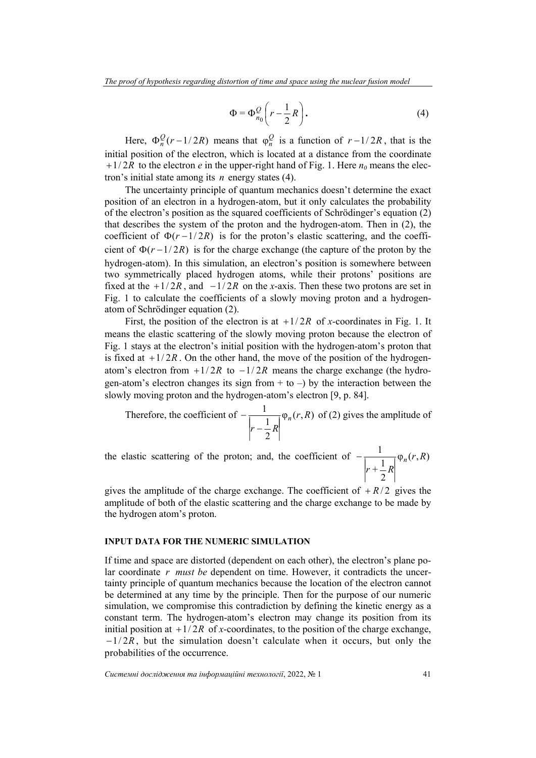$$\Phi = \Phi_{n_0}^{Q}\left(r - \frac{1}{2}R\right). \tag{4}$$

Here, $\Phi_n^Q(r - 1/2R)$ means that $\varphi_n^Q$ is a function of $r - 1/2R$, that is the initial position of the electron, which is located at a distance from the coordinate $+1/2R$ to the electron *e* in the upper-right hand of Fig. 1. Here $n_0$ means the electron's initial state among its $n$ energy states (4).

The uncertainty principle of quantum mechanics doesn't determine the exact position of an electron in a hydrogen-atom, but it only calculates the probability of the electron's position as the squared coefficients of Schrödinger's equation (2) that describes the system of the proton and the hydrogen-atom. Then in (2), the coefficient of $\Phi(r - 1/2R)$ is for the proton's elastic scattering, and the coefficient of $\Phi(r - 1/2R)$ is for the charge exchange (the capture of the proton by the hydrogen-atom). In this simulation, an electron's position is somewhere between two symmetrically placed hydrogen atoms, while their protons' positions are fixed at the $+1/2R$, and $-1/2R$ on the *x*-axis. Then these two protons are set in Fig. 1 to calculate the coefficients of a slowly moving proton and a hydrogen-atom of Schrödinger equation (2).

First, the position of the electron is at $+1/2R$ of *x*-coordinates in Fig. 1. It means the elastic scattering of the slowly moving proton because the electron of Fig. 1 stays at the electron's initial position with the hydrogen-atom's proton that is fixed at $+1/2R$. On the other hand, the move of the position of the hydrogen-atom's electron from $+1/2R$ to $-1/2R$ means the charge exchange (the hydrogen-atom's electron changes its sign from + to –) by the interaction between the slowly moving proton and the hydrogen-atom's electron [9, p. 84].

Therefore, the coefficient of $-\dfrac{1}{\left|r - \frac{1}{2}R\right|}\varphi_n(r, R)$ of (2) gives the amplitude of the elastic scattering of the proton; and, the coefficient of $-\dfrac{1}{\left|r + \frac{1}{2}R\right|}\varphi_n(r, R)$ gives the amplitude of the charge exchange. The coefficient of $+R/2$ gives the amplitude of both of the elastic scattering and the charge exchange to be made by the hydrogen atom's proton.

## INPUT DATA FOR THE NUMERIC SIMULATION

If time and space are distorted (dependent on each other), the electron's plane polar coordinate $r$ *must be* dependent on time. However, it contradicts the uncertainty principle of quantum mechanics because the location of the electron cannot be determined at any time by the principle. Then for the purpose of our numeric simulation, we compromise this contradiction by defining the kinetic energy as a constant term. The hydrogen-atom's electron may change its position from its initial position at $+1/2R$ of *x*-coordinates, to the position of the charge exchange, $-1/2R$, but the simulation doesn't calculate when it occurs, but only the probabilities of the occurrence.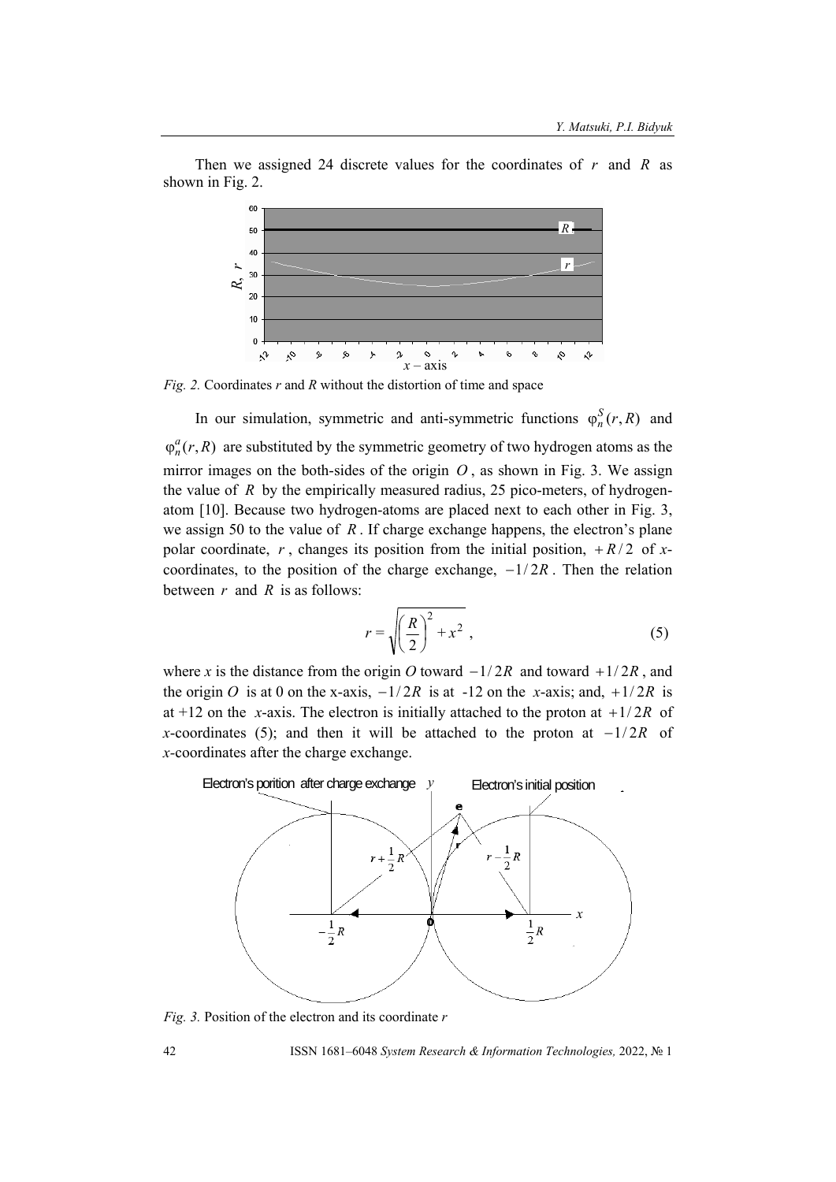Then we assigned 24 discrete values for the coordinates of $r$ and $R$ as shown in Fig. 2.

*Fig. 2.* Coordinates *r* and *R* without the distortion of time and space

In our simulation, symmetric and anti-symmetric functions $\varphi_n^S(r, R)$ and $\varphi_n^a(r, R)$ are substituted by the symmetric geometry of two hydrogen atoms as the mirror images on the both-sides of the origin $O$, as shown in Fig. 3. We assign the value of $R$ by the empirically measured radius, 25 pico-meters, of hydrogen-atom [10]. Because two hydrogen-atoms are placed next to each other in Fig. 3, we assign 50 to the value of $R$. If charge exchange happens, the electron's plane polar coordinate, $r$, changes its position from the initial position, $+R/2$ of *x*-coordinates, to the position of the charge exchange, $-1/2R$. Then the relation between $r$ and $R$ is as follows:

$$r = \sqrt{\left(\frac{R}{2}\right)^2 + x^2}\ , \tag{5}$$

where *x* is the distance from the origin *O* toward $-1/2R$ and toward $+1/2R$, and the origin $O$ is at 0 on the x-axis, $-1/2R$ is at -12 on the *x*-axis; and, $+1/2R$ is at +12 on the *x*-axis. The electron is initially attached to the proton at $+1/2R$ of *x*-coordinates (5); and then it will be attached to the proton at $-1/2R$ of *x*-coordinates after the charge exchange.

*Fig. 3.* Position of the electron and its coordinate *r*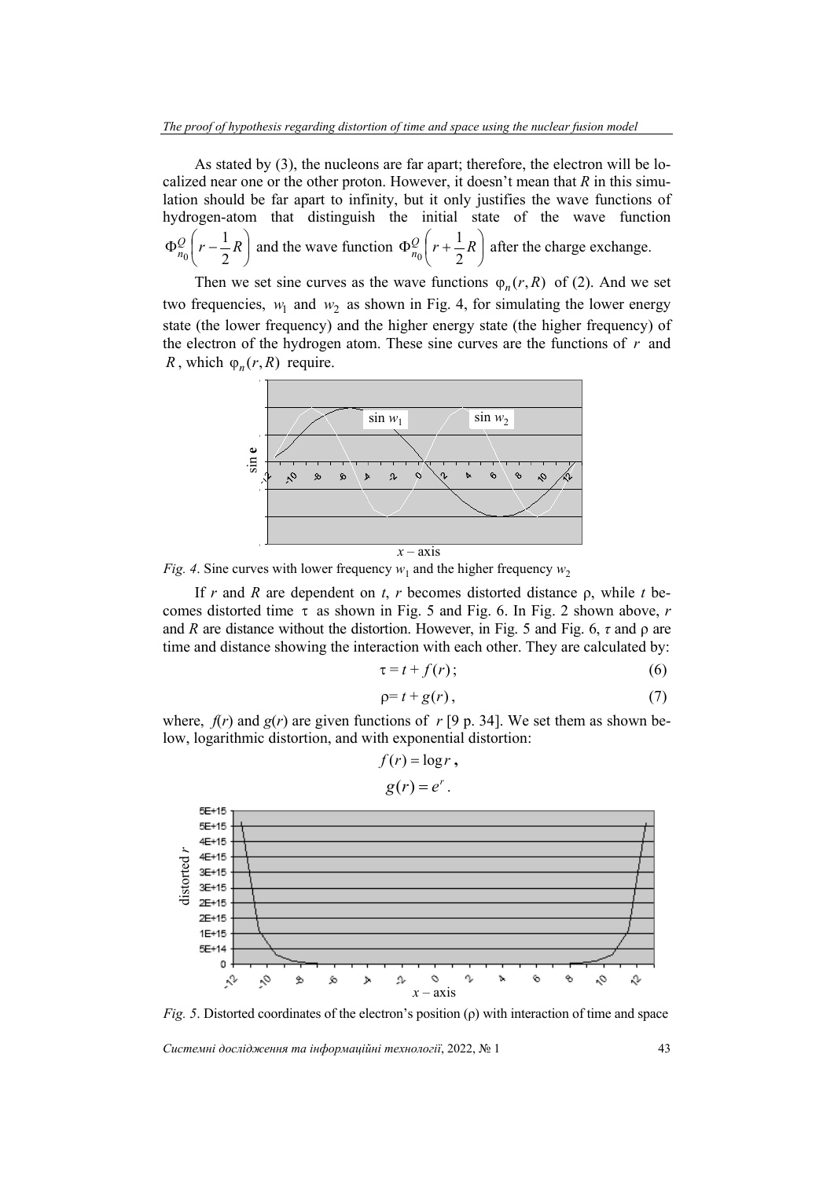As stated by (3), the nucleons are far apart; therefore, the electron will be localized near one or the other proton. However, it doesn't mean that $R$ in this simulation should be far apart to infinity, but it only justifies the wave functions of hydrogen-atom that distinguish the initial state of the wave function $\Phi_{n_0}^{Q}\left(r-\frac{1}{2}R\right)$ and the wave function $\Phi_{n_0}^{Q}\left(r+\frac{1}{2}R\right)$ after the charge exchange.

Then we set sine curves as the wave functions $\varphi_n(r,R)$ of (2). And we set two frequencies, $w_1$ and $w_2$ as shown in Fig. 4, for simulating the lower energy state (the lower frequency) and the higher energy state (the higher frequency) of the electron of the hydrogen atom. These sine curves are the functions of $r$ and $R$, which $\varphi_n(r,R)$ require.

*Fig. 4*. Sine curves with lower frequency $w_1$ and the higher frequency $w_2$

If $r$ and $R$ are dependent on $t$, $r$ becomes distorted distance $\rho$, while $t$ becomes distorted time $\tau$ as shown in Fig. 5 and Fig. 6. In Fig. 2 shown above, $r$ and $R$ are distance without the distortion. However, in Fig. 5 and Fig. 6, $\tau$ and $\rho$ are time and distance showing the interaction with each other. They are calculated by:

$$\tau = t + f(r); \tag{6}$$

$$\rho = t + g(r), \tag{7}$$

where, $f(r)$ and $g(r)$ are given functions of $r$ [9 p. 34]. We set them as shown below, logarithmic distortion, and with exponential distortion:

$$f(r) = \log r,$$

$$g(r) = e^{r}.$$

*Fig. 5*. Distorted coordinates of the electron's position ($\rho$) with interaction of time and space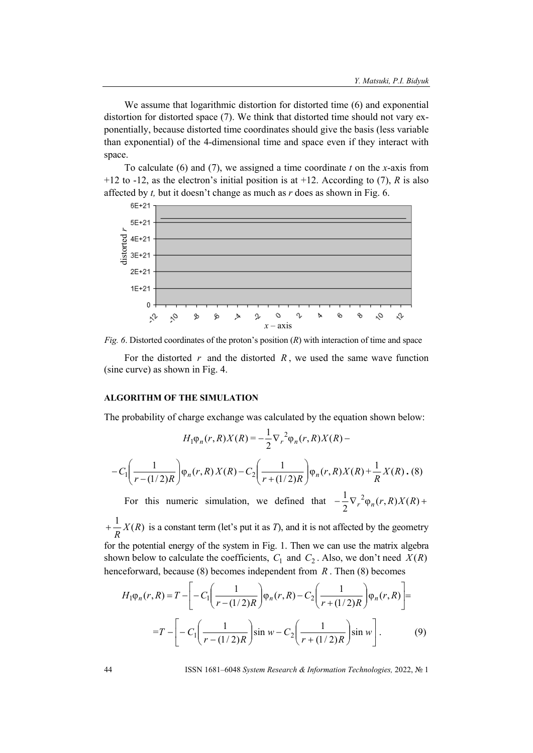We assume that logarithmic distortion for distorted time (6) and exponential distortion for distorted space (7). We think that distorted time should not vary exponentially, because distorted time coordinates should give the basis (less variable than exponential) of the 4-dimensional time and space even if they interact with space.

To calculate (6) and (7), we assigned a time coordinate $t$ on the $x$-axis from +12 to -12, as the electron's initial position is at +12. According to (7), $R$ is also affected by $t$, but it doesn't change as much as $r$ does as shown in Fig. 6.

*Fig. 6*. Distorted coordinates of the proton's position ($R$) with interaction of time and space

For the distorted $r$ and the distorted $R$, we used the same wave function (sine curve) as shown in Fig. 4.

## ALGORITHM OF THE SIMULATION

The probability of charge exchange was calculated by the equation shown below:

$$H_1 \varphi_n(r,R) X(R) = -\frac{1}{2} \nabla_r^{\,2} \varphi_n(r,R) X(R) -$$

$$-C_1 \left( \frac{1}{r-(1/2)R} \right) \varphi_n(r,R) X(R) - C_2 \left( \frac{1}{r+(1/2)R} \right) \varphi_n(r,R) X(R) + \frac{1}{R} X(R) \,. \quad (8)$$

For this numeric simulation, we defined that $-\frac{1}{2} \nabla_r^{\,2} \varphi_n(r,R) X(R) + \frac{1}{R} X(R)$ is a constant term (let's put it as $T$), and it is not affected by the geometry for the potential energy of the system in Fig. 1. Then we can use the matrix algebra shown below to calculate the coefficients, $C_1$ and $C_2$. Also, we don't need $X(R)$ henceforward, because (8) becomes independent from $R$. Then (8) becomes

$$H_1 \varphi_n(r,R) = T - \left[ -C_1 \left( \frac{1}{r-(1/2)R} \right) \varphi_n(r,R) - C_2 \left( \frac{1}{r+(1/2)R} \right) \varphi_n(r,R) \right] =$$

$$= T - \left[ -C_1 \left( \frac{1}{r-(1/2)R} \right) \sin w - C_2 \left( \frac{1}{r+(1/2)R} \right) \sin w \right]. \quad (9)$$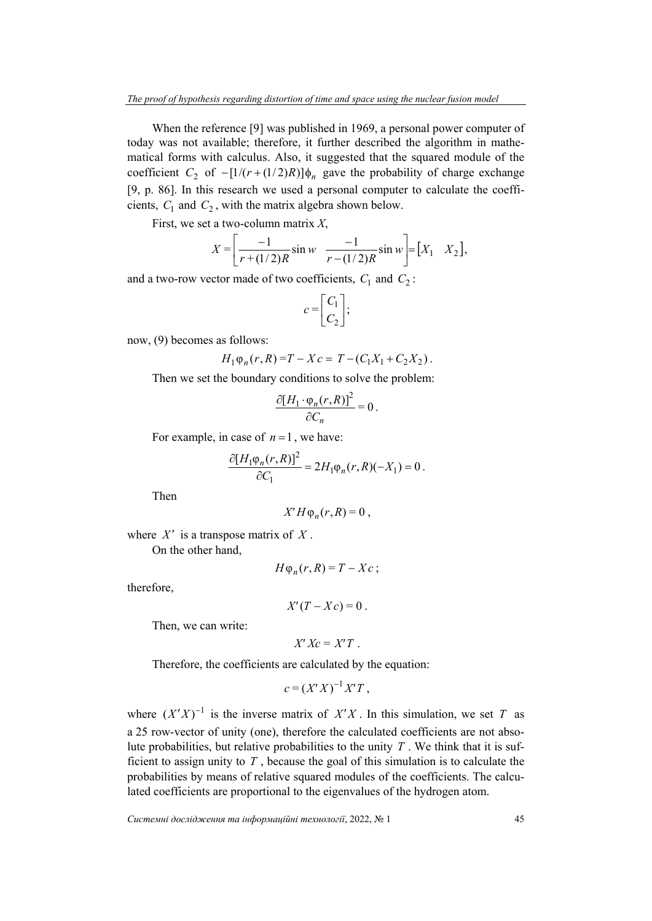When the reference [9] was published in 1969, a personal power computer of today was not available; therefore, it further described the algorithm in mathematical forms with calculus. Also, it suggested that the squared module of the coefficient $C_2$ of $-[1/(r+(1/2)R)]\phi_n$ gave the probability of charge exchange [9, p. 86]. In this research we used a personal computer to calculate the coefficients, $C_1$ and $C_2$, with the matrix algebra shown below.

First, we set a two-column matrix $X$,

$$X = \left[ \frac{-1}{r+(1/2)R} \sin w \quad \frac{-1}{r-(1/2)R} \sin w \right] = \left[ X_1 \quad X_2 \right],$$

and a two-row vector made of two coefficients, $C_1$ and $C_2$:

$$c = \begin{bmatrix} C_1 \\ C_2 \end{bmatrix};$$

now, (9) becomes as follows:

$$H_1 \varphi_n(r,R) = T - Xc = T - (C_1 X_1 + C_2 X_2).$$

Then we set the boundary conditions to solve the problem:

$$\frac{\partial [H_1 \cdot \varphi_n(r,R)]^2}{\partial C_n} = 0.$$

For example, in case of $n = 1$, we have:

$$\frac{\partial [H_1 \varphi_n(r,R)]^2}{\partial C_1} = 2H_1 \varphi_n(r,R)(-X_1) = 0.$$

Then

$$X' H \varphi_n(r,R) = 0,$$

where $X'$ is a transpose matrix of $X$.

On the other hand,

$$H \varphi_n(r,R) = T - Xc;$$

therefore,

$$X'(T - Xc) = 0.$$

Then, we can write:

$$X' Xc = X' T.$$

Therefore, the coefficients are calculated by the equation:

$$c = (X'X)^{-1} X' T,$$

where $(X'X)^{-1}$ is the inverse matrix of $X'X$. In this simulation, we set $T$ as a 25 row-vector of unity (one), therefore the calculated coefficients are not absolute probabilities, but relative probabilities to the unity $T$. We think that it is sufficient to assign unity to $T$, because the goal of this simulation is to calculate the probabilities by means of relative squared modules of the coefficients. The calculated coefficients are proportional to the eigenvalues of the hydrogen atom.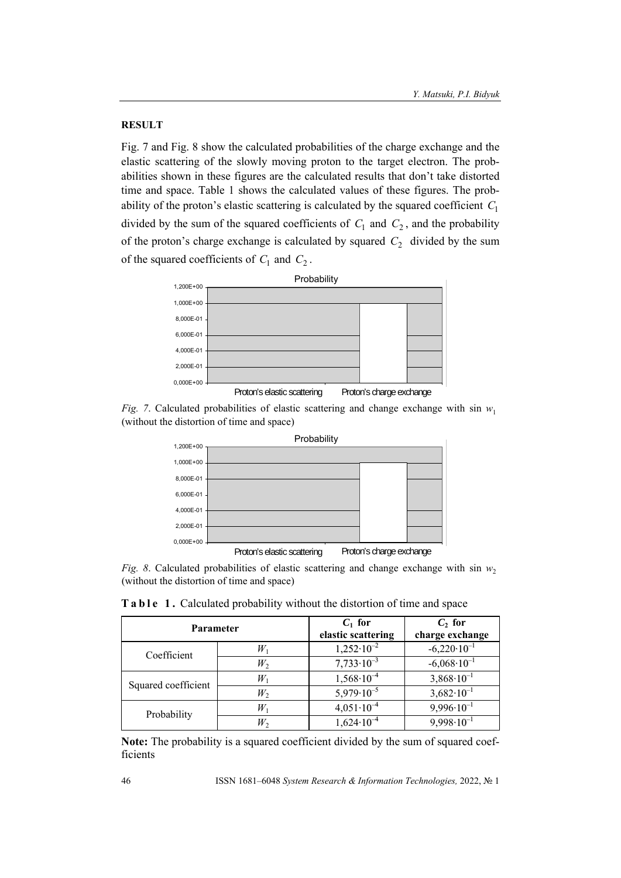## RESULT

Fig. 7 and Fig. 8 show the calculated probabilities of the charge exchange and the elastic scattering of the slowly moving proton to the target electron. The probabilities shown in these figures are the calculated results that don't take distorted time and space. Table 1 shows the calculated values of these figures. The probability of the proton's elastic scattering is calculated by the squared coefficient $C_1$ divided by the sum of the squared coefficients of $C_1$ and $C_2$, and the probability of the proton's charge exchange is calculated by squared $C_2$ divided by the sum of the squared coefficients of $C_1$ and $C_2$.

*Fig. 7*. Calculated probabilities of elastic scattering and change exchange with sin $w_1$ (without the distortion of time and space)

*Fig. 8*. Calculated probabilities of elastic scattering and change exchange with sin $w_2$ (without the distortion of time and space)

**Table 1.** Calculated probability without the distortion of time and space

| Parameter | | $C_1$ for elastic scattering | $C_2$ for charge exchange |
|---|---|---|---|
| Coefficient | $W_1$ | $1{,}252 \cdot 10^{-2}$ | $-6{,}220 \cdot 10^{-1}$ |
| | $W_2$ | $7{,}733 \cdot 10^{-3}$ | $-6{,}068 \cdot 10^{-1}$ |
| Squared coefficient | $W_1$ | $1{,}568 \cdot 10^{-4}$ | $3{,}868 \cdot 10^{-1}$ |
| | $W_2$ | $5{,}979 \cdot 10^{-5}$ | $3{,}682 \cdot 10^{-1}$ |
| Probability | $W_1$ | $4{,}051 \cdot 10^{-4}$ | $9{,}996 \cdot 10^{-1}$ |
| | $W_2$ | $1{,}624 \cdot 10^{-4}$ | $9{,}998 \cdot 10^{-1}$ |

**Note:** The probability is a squared coefficient divided by the sum of squared coefficients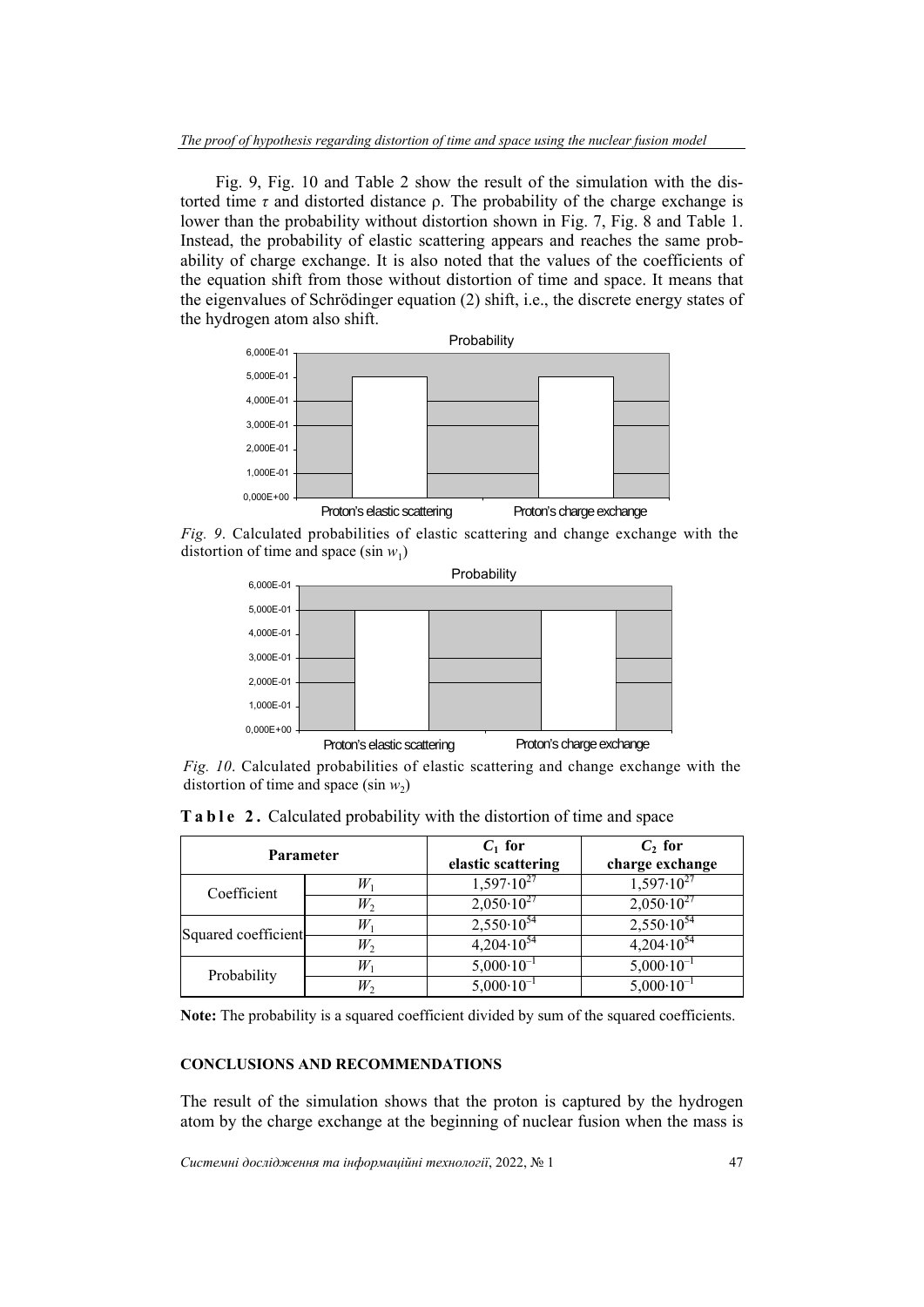Fig. 9, Fig. 10 and Table 2 show the result of the simulation with the distorted time $\tau$ and distorted distance ρ. The probability of the charge exchange is lower than the probability without distortion shown in Fig. 7, Fig. 8 and Table 1. Instead, the probability of elastic scattering appears and reaches the same probability of charge exchange. It is also noted that the values of the coefficients of the equation shift from those without distortion of time and space. It means that the eigenvalues of Schrödinger equation (2) shift, i.e., the discrete energy states of the hydrogen atom also shift.

*Fig. 9*. Calculated probabilities of elastic scattering and change exchange with the distortion of time and space ($\sin w_1$)

*Fig. 10*. Calculated probabilities of elastic scattering and change exchange with the distortion of time and space ($\sin w_2$)

**Table 2.** Calculated probability with the distortion of time and space

| Parameter | | $C_1$ for elastic scattering | $C_2$ for charge exchange |
|---|---|---|---|
| Coefficient | $W_1$ | $1{,}597\cdot10^{27}$ | $1{,}597\cdot10^{27}$ |
| | $W_2$ | $2{,}050\cdot10^{27}$ | $2{,}050\cdot10^{27}$ |
| Squared coefficient | $W_1$ | $2{,}550\cdot10^{54}$ | $2{,}550\cdot10^{54}$ |
| | $W_2$ | $4{,}204\cdot10^{54}$ | $4{,}204\cdot10^{54}$ |
| Probability | $W_1$ | $5{,}000\cdot10^{-1}$ | $5{,}000\cdot10^{-1}$ |
| | $W_2$ | $5{,}000\cdot10^{-1}$ | $5{,}000\cdot10^{-1}$ |

**Note:** The probability is a squared coefficient divided by sum of the squared coefficients.

## CONCLUSIONS AND RECOMMENDATIONS

The result of the simulation shows that the proton is captured by the hydrogen atom by the charge exchange at the beginning of nuclear fusion when the mass is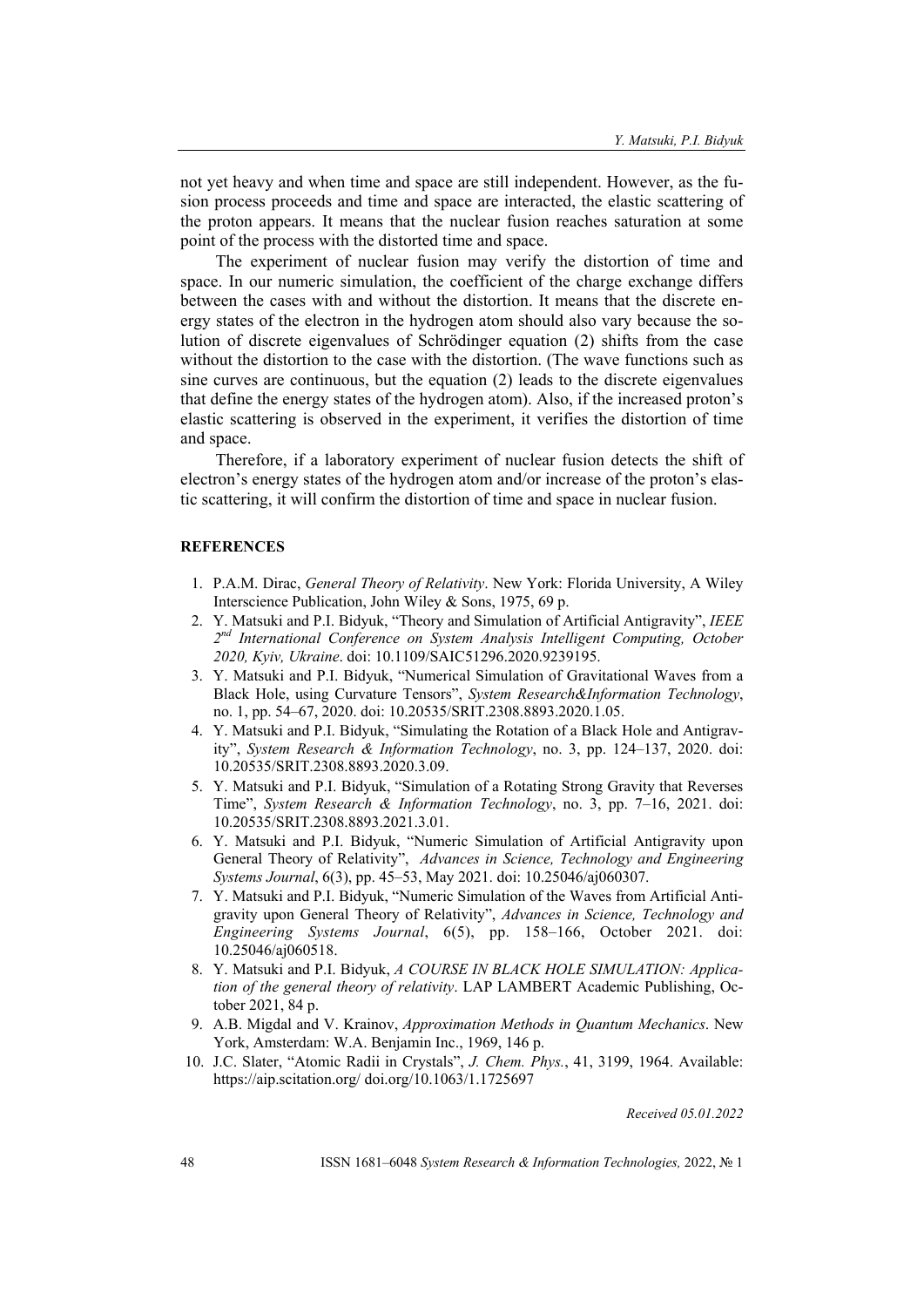not yet heavy and when time and space are still independent. However, as the fusion process proceeds and time and space are interacted, the elastic scattering of the proton appears. It means that the nuclear fusion reaches saturation at some point of the process with the distorted time and space.

The experiment of nuclear fusion may verify the distortion of time and space. In our numeric simulation, the coefficient of the charge exchange differs between the cases with and without the distortion. It means that the discrete energy states of the electron in the hydrogen atom should also vary because the solution of discrete eigenvalues of Schrödinger equation (2) shifts from the case without the distortion to the case with the distortion. (The wave functions such as sine curves are continuous, but the equation (2) leads to the discrete eigenvalues that define the energy states of the hydrogen atom). Also, if the increased proton's elastic scattering is observed in the experiment, it verifies the distortion of time and space.

Therefore, if a laboratory experiment of nuclear fusion detects the shift of electron's energy states of the hydrogen atom and/or increase of the proton's elastic scattering, it will confirm the distortion of time and space in nuclear fusion.

**REFERENCES**

1. P.A.M. Dirac, *General Theory of Relativity*. New York: Florida University, A Wiley Interscience Publication, John Wiley & Sons, 1975, 69 p.
2. Y. Matsuki and P.I. Bidyuk, "Theory and Simulation of Artificial Antigravity", *IEEE 2nd International Conference on System Analysis Intelligent Computing, October 2020, Kyiv, Ukraine*. doi: 10.1109/SAIC51296.2020.9239195.
3. Y. Matsuki and P.I. Bidyuk, "Numerical Simulation of Gravitational Waves from a Black Hole, using Curvature Tensors", *System Research&Information Technology*, no. 1, pp. 54–67, 2020. doi: 10.20535/SRIT.2308.8893.2020.1.05.
4. Y. Matsuki and P.I. Bidyuk, "Simulating the Rotation of a Black Hole and Antigravity", *System Research & Information Technology*, no. 3, pp. 124–137, 2020. doi: 10.20535/SRIT.2308.8893.2020.3.09.
5. Y. Matsuki and P.I. Bidyuk, "Simulation of a Rotating Strong Gravity that Reverses Time", *System Research & Information Technology*, no. 3, pp. 7–16, 2021. doi: 10.20535/SRIT.2308.8893.2021.3.01.
6. Y. Matsuki and P.I. Bidyuk, "Numeric Simulation of Artificial Antigravity upon General Theory of Relativity", *Advances in Science, Technology and Engineering Systems Journal*, 6(3), pp. 45–53, May 2021. doi: 10.25046/aj060307.
7. Y. Matsuki and P.I. Bidyuk, "Numeric Simulation of the Waves from Artificial Antigravity upon General Theory of Relativity", *Advances in Science, Technology and Engineering Systems Journal*, 6(5), pp. 158–166, October 2021. doi: 10.25046/aj060518.
8. Y. Matsuki and P.I. Bidyuk, *A COURSE IN BLACK HOLE SIMULATION: Application of the general theory of relativity*. LAP LAMBERT Academic Publishing, October 2021, 84 p.
9. A.B. Migdal and V. Krainov, *Approximation Methods in Quantum Mechanics*. New York, Amsterdam: W.A. Benjamin Inc., 1969, 146 p.
10. J.C. Slater, "Atomic Radii in Crystals", *J. Chem. Phys.*, 41, 3199, 1964. Available: https://aip.scitation.org/ doi.org/10.1063/1.1725697

*Received 05.01.2022*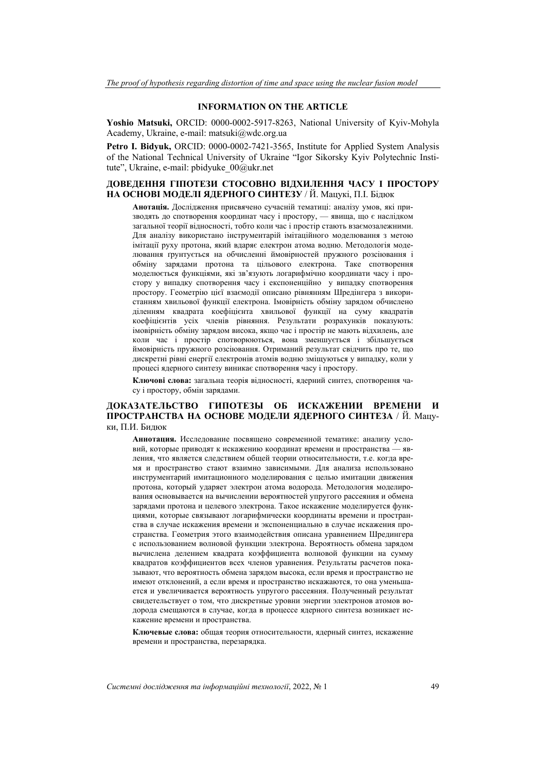## INFORMATION ON THE ARTICLE

**Yoshio Matsuki,** ORCID: 0000-0002-5917-8263, National University of Kyiv-Mohyla Academy, Ukraine, e-mail: matsuki@wdc.org.ua

**Petro I. Bidyuk,** ORCID: 0000-0002-7421-3565, Institute for Applied System Analysis of the National Technical University of Ukraine "Igor Sikorsky Kyiv Polytechnic Institute", Ukraine, e-mail: pbidyuke_00@ukr.net

**ДОВЕДЕННЯ ГІПОТЕЗИ СТОСОВНО ВІДХИЛЕННЯ ЧАСУ І ПРОСТОРУ НА ОСНОВІ МОДЕЛІ ЯДЕРНОГО СИНТЕЗУ** / Й. Мацукі, П.І. Бідюк

**Анотація.** Дослідження присвячено сучасній тематиці: аналізу умов, які призводять до спотворення координат часу і простору, — явища, що є наслідком загальної теорії відносності, тобто коли час і простір стають взаємозалежними. Для аналізу використано інструментарій імітаційного моделювання з метою імітації руху протона, який вдаряє електрон атома водню. Методологія моделювання ґрунтується на обчисленні ймовірностей пружного розсіювання і обміну зарядами протона та цільового електрона. Таке спотворення моделюється функціями, які зв'язують логарифмічно координати часу і простору у випадку спотворення часу і експоненційно у випадку спотворення простору. Геометрію цієї взаємодії описано рівнянням Шредінгера з використанням хвильової функції електрона. Імовірність обміну зарядом обчислено діленням квадрата коефіцієнта хвильової функції на суму квадратів коефіцієнтів усіх членів рівняння. Результати розрахунків показують: імовірність обміну зарядом висока, якщо час і простір не мають відхилень, але коли час і простір спотворюються, вона зменшується і збільшується ймовірність пружного розсіювання. Отриманий результат свідчить про те, що дискретні рівні енергії електронів атомів водню зміщуються у випадку, коли у процесі ядерного синтезу виникає спотворення часу і простору.

**Ключові слова:** загальна теорія відносності, ядерний синтез, спотворення часу і простору, обмін зарядами.

**ДОКАЗАТЕЛЬСТВО ГИПОТЕЗЫ ОБ ИСКАЖЕНИИ ВРЕМЕНИ И ПРОСТРАНСТВА НА ОСНОВЕ МОДЕЛИ ЯДЕРНОГО СИНТЕЗА** / Й. Мацуки, П.И. Бидюк

**Аннотация.** Исследование посвящено современной тематике: анализу условий, которые приводят к искажению координат времени и пространства — явления, что является следствием общей теории относительности, т.е. когда время и пространство становятся взаимно зависимыми. Для анализа использовано инструментарий имитационного моделирования с целью имитации движения протона, который ударяет электрон атома водорода. Методология моделирования основывается на вычислении вероятностей упругого рассеяния и обмена зарядами протона и целевого электрона. Такое искажение моделируется функциями, которые связывают логарифмически координаты времени и пространства в случае искажения времени и экспоненциально в случае искажения пространства. Геометрия этого взаимодействия описана уравнением Шредингера с использованием волновой функции электрона. Вероятность обмена зарядом вычислена делением квадрата коэффициента волновой функции на сумму квадратов коэффициентов всех членов уравнения. Результаты расчетов показывают, что вероятность обмена зарядом высока, если время и пространство не имеют отклонений, а если время и пространство искажаются, то она уменьшается и увеличивается вероятность упругого рассеяния. Полученный результат свидетельствует о том, что дискретные уровни энергии электронов атомов водорода смещаются в случае, когда в процессе ядерного синтеза возникает искажение времени и пространства.

**Ключевые слова:** общая теория относительности, ядерный синтез, искажение времени и пространства, перезарядка.